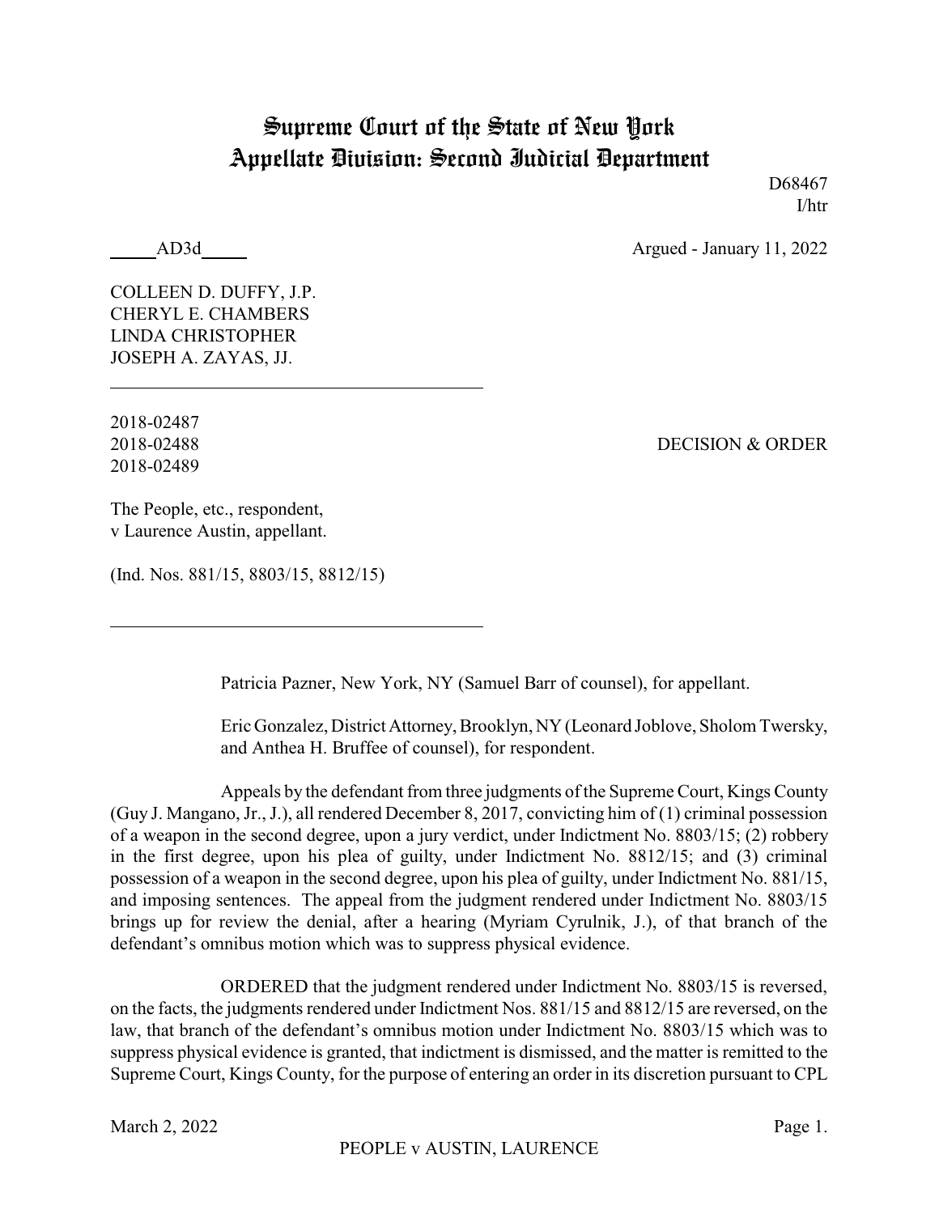# Supreme Court of the State of New York
# Appellate Division: Second Judicial Department

D68467
I/htr

_____AD3d_____ Argued - January 11, 2022

COLLEEN D. DUFFY, J.P.
CHERYL E. CHAMBERS
LINDA CHRISTOPHER
JOSEPH A. ZAYAS, JJ.

---

2018-02487
2018-02488 DECISION & ORDER
2018-02489

The People, etc., respondent,
v Laurence Austin, appellant.

(Ind. Nos. 881/15, 8803/15, 8812/15)

---

Patricia Pazner, New York, NY (Samuel Barr of counsel), for appellant.

Eric Gonzalez, District Attorney, Brooklyn, NY (Leonard Joblove, Sholom Twersky, and Anthea H. Bruffee of counsel), for respondent.

Appeals by the defendant from three judgments of the Supreme Court, Kings County (Guy J. Mangano, Jr., J.), all rendered December 8, 2017, convicting him of (1) criminal possession of a weapon in the second degree, upon a jury verdict, under Indictment No. 8803/15; (2) robbery in the first degree, upon his plea of guilty, under Indictment No. 8812/15; and (3) criminal possession of a weapon in the second degree, upon his plea of guilty, under Indictment No. 881/15, and imposing sentences. The appeal from the judgment rendered under Indictment No. 8803/15 brings up for review the denial, after a hearing (Myriam Cyrulnik, J.), of that branch of the defendant's omnibus motion which was to suppress physical evidence.

ORDERED that the judgment rendered under Indictment No. 8803/15 is reversed, on the facts, the judgments rendered under Indictment Nos. 881/15 and 8812/15 are reversed, on the law, that branch of the defendant's omnibus motion under Indictment No. 8803/15 which was to suppress physical evidence is granted, that indictment is dismissed, and the matter is remitted to the Supreme Court, Kings County, for the purpose of entering an order in its discretion pursuant to CPL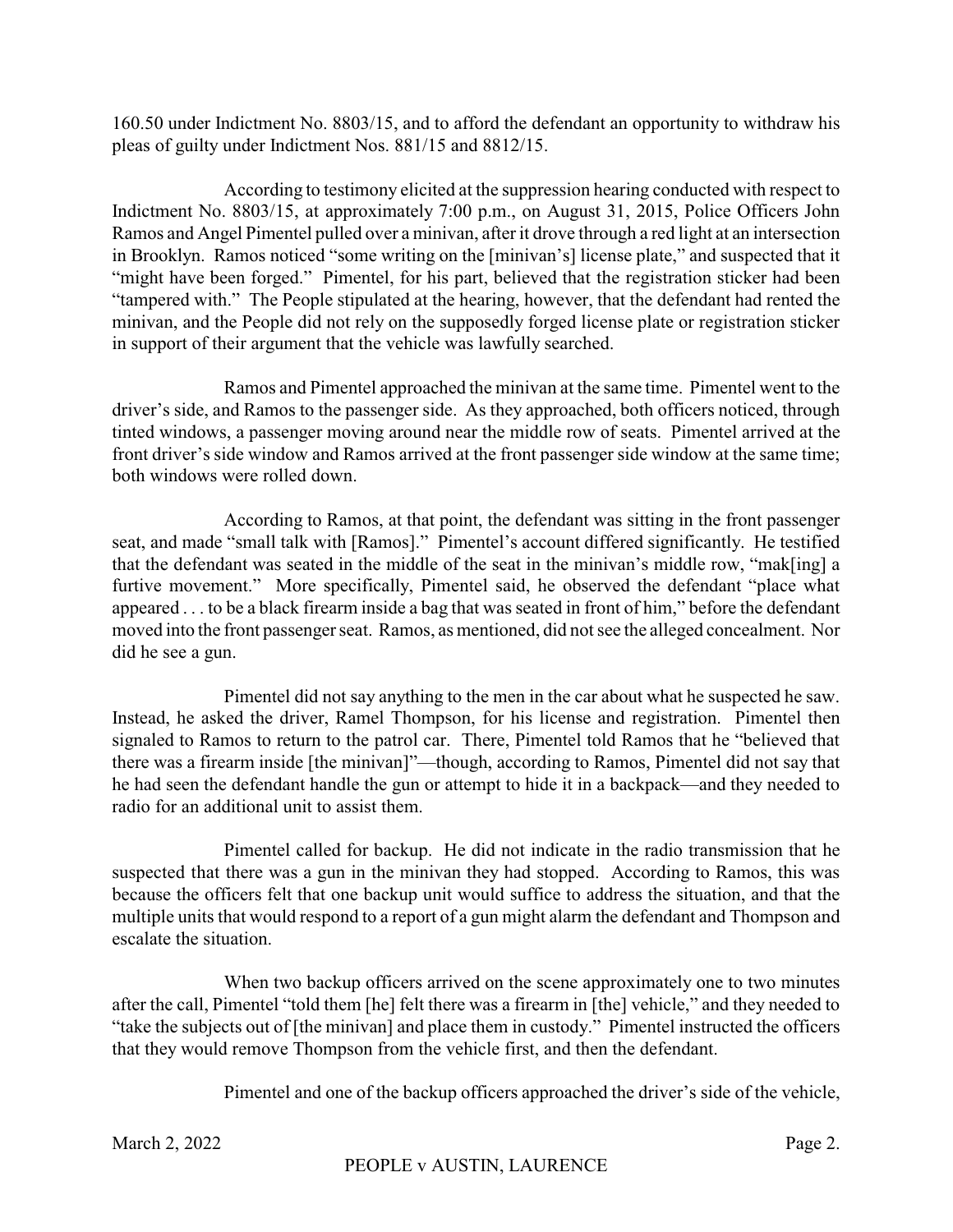160.50 under Indictment No. 8803/15, and to afford the defendant an opportunity to withdraw his pleas of guilty under Indictment Nos. 881/15 and 8812/15.

According to testimony elicited at the suppression hearing conducted with respect to Indictment No. 8803/15, at approximately 7:00 p.m., on August 31, 2015, Police Officers John Ramos and Angel Pimentel pulled over a minivan, after it drove through a red light at an intersection in Brooklyn. Ramos noticed "some writing on the [minivan's] license plate," and suspected that it "might have been forged." Pimentel, for his part, believed that the registration sticker had been "tampered with." The People stipulated at the hearing, however, that the defendant had rented the minivan, and the People did not rely on the supposedly forged license plate or registration sticker in support of their argument that the vehicle was lawfully searched.

Ramos and Pimentel approached the minivan at the same time. Pimentel went to the driver's side, and Ramos to the passenger side. As they approached, both officers noticed, through tinted windows, a passenger moving around near the middle row of seats. Pimentel arrived at the front driver's side window and Ramos arrived at the front passenger side window at the same time; both windows were rolled down.

According to Ramos, at that point, the defendant was sitting in the front passenger seat, and made "small talk with [Ramos]." Pimentel's account differed significantly. He testified that the defendant was seated in the middle of the seat in the minivan's middle row, "mak[ing] a furtive movement." More specifically, Pimentel said, he observed the defendant "place what appeared . . . to be a black firearm inside a bag that was seated in front of him," before the defendant moved into the front passenger seat. Ramos, as mentioned, did not see the alleged concealment. Nor did he see a gun.

Pimentel did not say anything to the men in the car about what he suspected he saw. Instead, he asked the driver, Ramel Thompson, for his license and registration. Pimentel then signaled to Ramos to return to the patrol car. There, Pimentel told Ramos that he "believed that there was a firearm inside [the minivan]"—though, according to Ramos, Pimentel did not say that he had seen the defendant handle the gun or attempt to hide it in a backpack—and they needed to radio for an additional unit to assist them.

Pimentel called for backup. He did not indicate in the radio transmission that he suspected that there was a gun in the minivan they had stopped. According to Ramos, this was because the officers felt that one backup unit would suffice to address the situation, and that the multiple units that would respond to a report of a gun might alarm the defendant and Thompson and escalate the situation.

When two backup officers arrived on the scene approximately one to two minutes after the call, Pimentel "told them [he] felt there was a firearm in [the] vehicle," and they needed to "take the subjects out of [the minivan] and place them in custody." Pimentel instructed the officers that they would remove Thompson from the vehicle first, and then the defendant.

Pimentel and one of the backup officers approached the driver's side of the vehicle,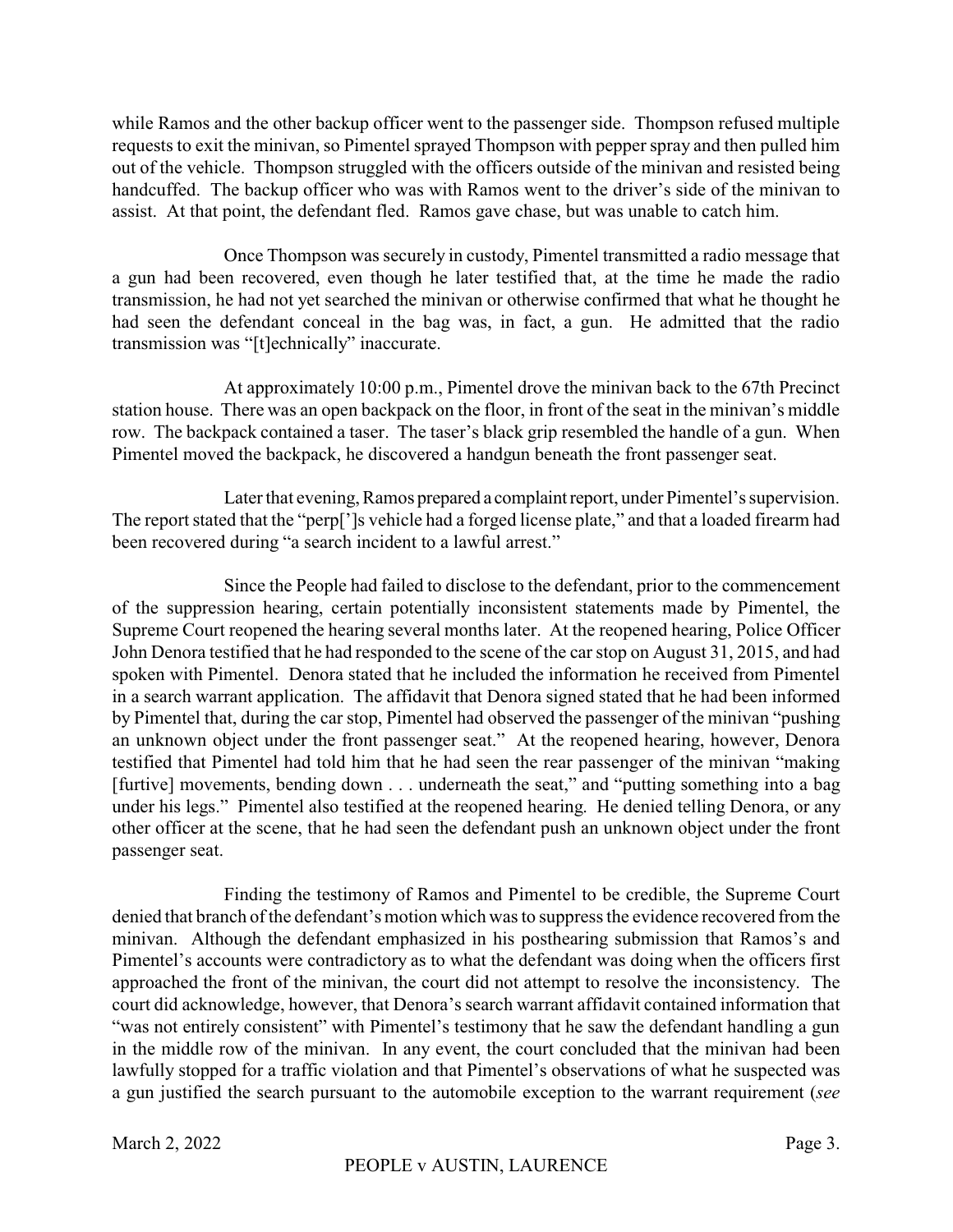while Ramos and the other backup officer went to the passenger side. Thompson refused multiple requests to exit the minivan, so Pimentel sprayed Thompson with pepper spray and then pulled him out of the vehicle. Thompson struggled with the officers outside of the minivan and resisted being handcuffed. The backup officer who was with Ramos went to the driver's side of the minivan to assist. At that point, the defendant fled. Ramos gave chase, but was unable to catch him.

Once Thompson was securely in custody, Pimentel transmitted a radio message that a gun had been recovered, even though he later testified that, at the time he made the radio transmission, he had not yet searched the minivan or otherwise confirmed that what he thought he had seen the defendant conceal in the bag was, in fact, a gun. He admitted that the radio transmission was "[t]echnically" inaccurate.

At approximately 10:00 p.m., Pimentel drove the minivan back to the 67th Precinct station house. There was an open backpack on the floor, in front of the seat in the minivan's middle row. The backpack contained a taser. The taser's black grip resembled the handle of a gun. When Pimentel moved the backpack, he discovered a handgun beneath the front passenger seat.

Later that evening, Ramos prepared a complaint report, under Pimentel's supervision. The report stated that the "perp[']s vehicle had a forged license plate," and that a loaded firearm had been recovered during "a search incident to a lawful arrest."

Since the People had failed to disclose to the defendant, prior to the commencement of the suppression hearing, certain potentially inconsistent statements made by Pimentel, the Supreme Court reopened the hearing several months later. At the reopened hearing, Police Officer John Denora testified that he had responded to the scene of the car stop on August 31, 2015, and had spoken with Pimentel. Denora stated that he included the information he received from Pimentel in a search warrant application. The affidavit that Denora signed stated that he had been informed by Pimentel that, during the car stop, Pimentel had observed the passenger of the minivan "pushing an unknown object under the front passenger seat." At the reopened hearing, however, Denora testified that Pimentel had told him that he had seen the rear passenger of the minivan "making [furtive] movements, bending down . . . underneath the seat," and "putting something into a bag under his legs." Pimentel also testified at the reopened hearing. He denied telling Denora, or any other officer at the scene, that he had seen the defendant push an unknown object under the front passenger seat.

Finding the testimony of Ramos and Pimentel to be credible, the Supreme Court denied that branch of the defendant's motion which was to suppress the evidence recovered from the minivan. Although the defendant emphasized in his posthearing submission that Ramos's and Pimentel's accounts were contradictory as to what the defendant was doing when the officers first approached the front of the minivan, the court did not attempt to resolve the inconsistency. The court did acknowledge, however, that Denora's search warrant affidavit contained information that "was not entirely consistent" with Pimentel's testimony that he saw the defendant handling a gun in the middle row of the minivan. In any event, the court concluded that the minivan had been lawfully stopped for a traffic violation and that Pimentel's observations of what he suspected was a gun justified the search pursuant to the automobile exception to the warrant requirement (*see*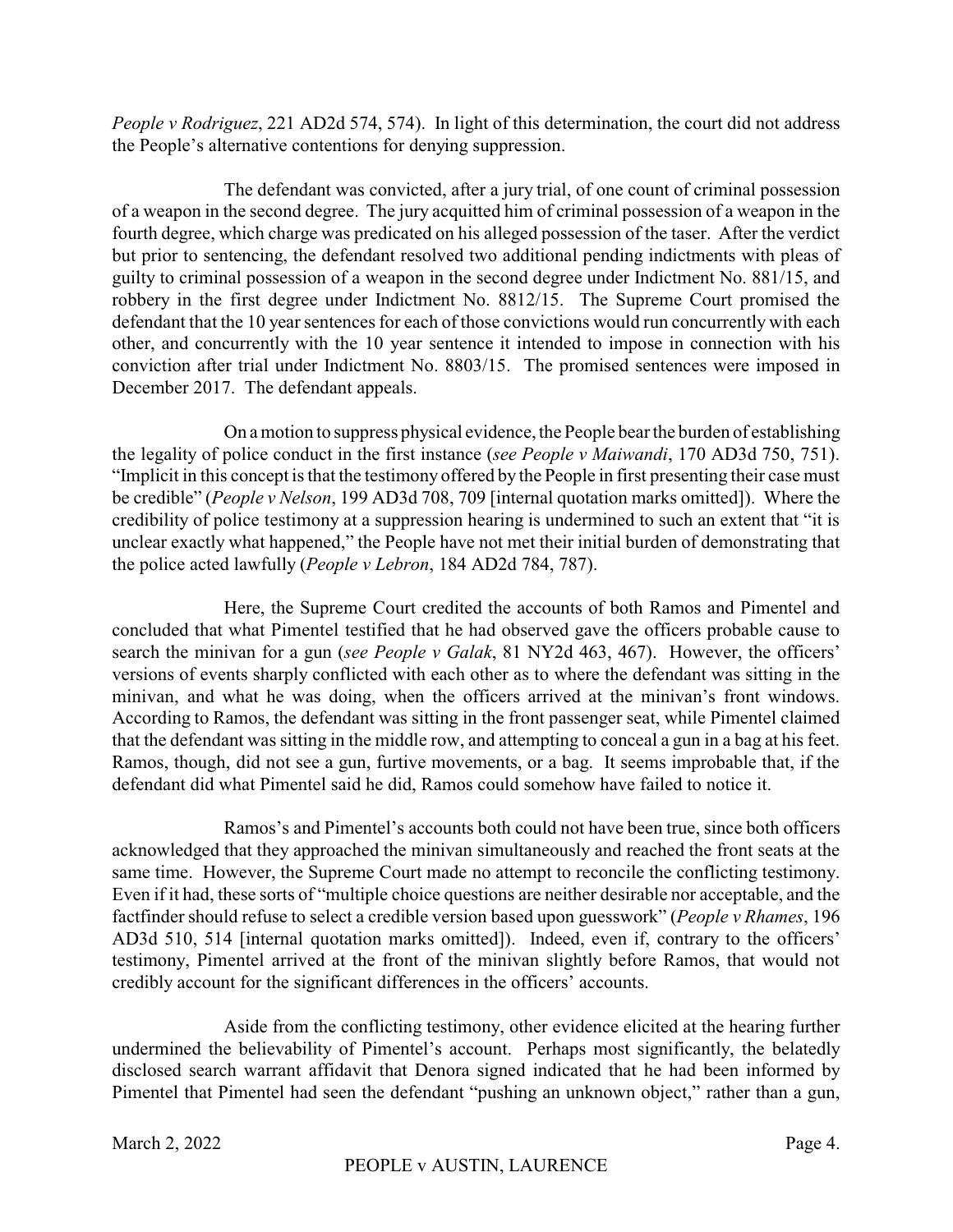*People v Rodriguez*, 221 AD2d 574, 574). In light of this determination, the court did not address the People's alternative contentions for denying suppression.

The defendant was convicted, after a jury trial, of one count of criminal possession of a weapon in the second degree. The jury acquitted him of criminal possession of a weapon in the fourth degree, which charge was predicated on his alleged possession of the taser. After the verdict but prior to sentencing, the defendant resolved two additional pending indictments with pleas of guilty to criminal possession of a weapon in the second degree under Indictment No. 881/15, and robbery in the first degree under Indictment No. 8812/15. The Supreme Court promised the defendant that the 10 year sentences for each of those convictions would run concurrently with each other, and concurrently with the 10 year sentence it intended to impose in connection with his conviction after trial under Indictment No. 8803/15. The promised sentences were imposed in December 2017. The defendant appeals.

On a motion to suppress physical evidence, the People bear the burden of establishing the legality of police conduct in the first instance (*see People v Maiwandi*, 170 AD3d 750, 751). "Implicit in this concept is that the testimony offered by the People in first presenting their case must be credible" (*People v Nelson*, 199 AD3d 708, 709 [internal quotation marks omitted]). Where the credibility of police testimony at a suppression hearing is undermined to such an extent that "it is unclear exactly what happened," the People have not met their initial burden of demonstrating that the police acted lawfully (*People v Lebron*, 184 AD2d 784, 787).

Here, the Supreme Court credited the accounts of both Ramos and Pimentel and concluded that what Pimentel testified that he had observed gave the officers probable cause to search the minivan for a gun (*see People v Galak*, 81 NY2d 463, 467). However, the officers' versions of events sharply conflicted with each other as to where the defendant was sitting in the minivan, and what he was doing, when the officers arrived at the minivan's front windows. According to Ramos, the defendant was sitting in the front passenger seat, while Pimentel claimed that the defendant was sitting in the middle row, and attempting to conceal a gun in a bag at his feet. Ramos, though, did not see a gun, furtive movements, or a bag. It seems improbable that, if the defendant did what Pimentel said he did, Ramos could somehow have failed to notice it.

Ramos's and Pimentel's accounts both could not have been true, since both officers acknowledged that they approached the minivan simultaneously and reached the front seats at the same time. However, the Supreme Court made no attempt to reconcile the conflicting testimony. Even if it had, these sorts of "multiple choice questions are neither desirable nor acceptable, and the factfinder should refuse to select a credible version based upon guesswork" (*People v Rhames*, 196 AD3d 510, 514 [internal quotation marks omitted]). Indeed, even if, contrary to the officers' testimony, Pimentel arrived at the front of the minivan slightly before Ramos, that would not credibly account for the significant differences in the officers' accounts.

Aside from the conflicting testimony, other evidence elicited at the hearing further undermined the believability of Pimentel's account. Perhaps most significantly, the belatedly disclosed search warrant affidavit that Denora signed indicated that he had been informed by Pimentel that Pimentel had seen the defendant "pushing an unknown object," rather than a gun,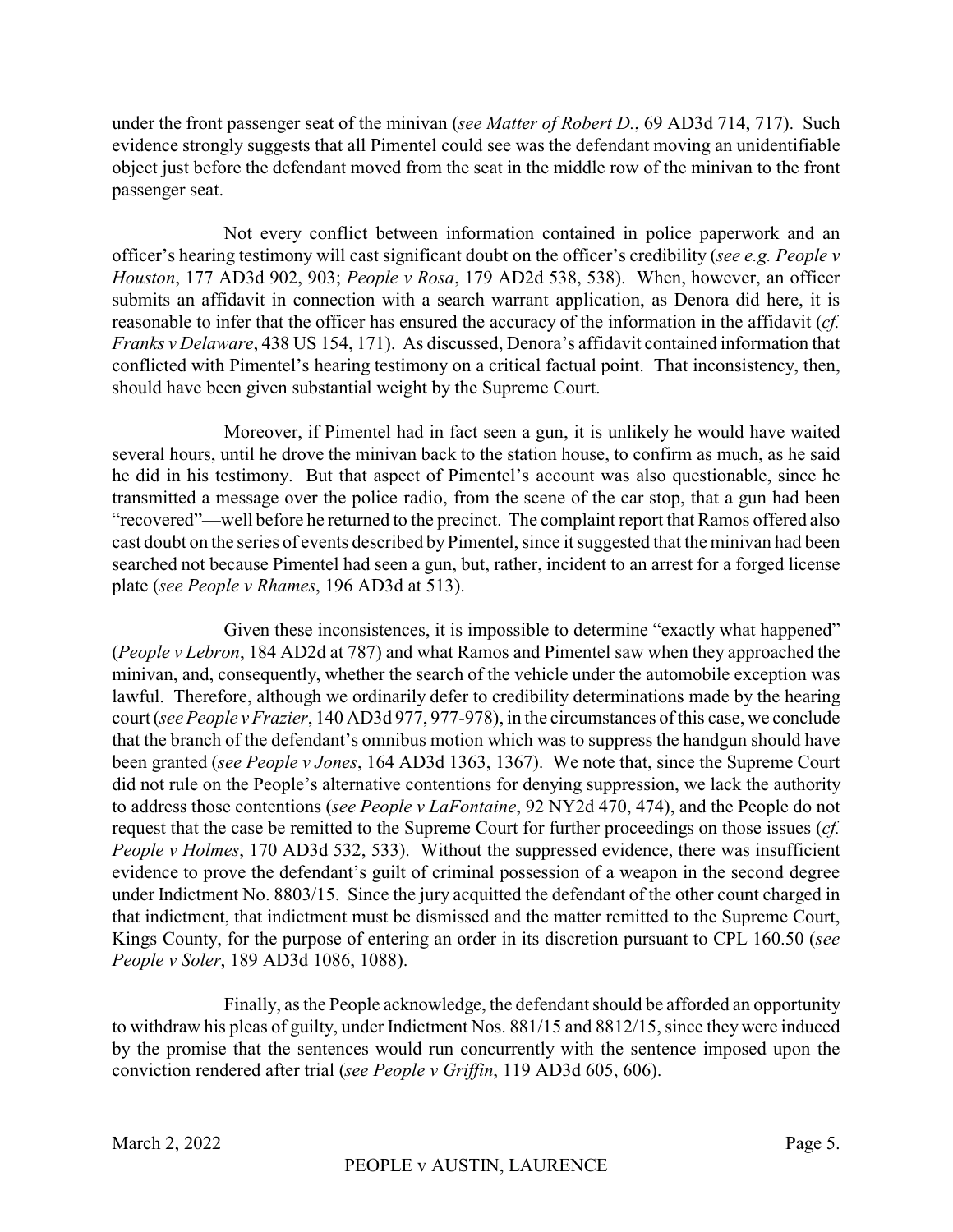under the front passenger seat of the minivan (*see Matter of Robert D.*, 69 AD3d 714, 717). Such evidence strongly suggests that all Pimentel could see was the defendant moving an unidentifiable object just before the defendant moved from the seat in the middle row of the minivan to the front passenger seat.

Not every conflict between information contained in police paperwork and an officer's hearing testimony will cast significant doubt on the officer's credibility (*see e.g. People v Houston*, 177 AD3d 902, 903; *People v Rosa*, 179 AD2d 538, 538). When, however, an officer submits an affidavit in connection with a search warrant application, as Denora did here, it is reasonable to infer that the officer has ensured the accuracy of the information in the affidavit (*cf. Franks v Delaware*, 438 US 154, 171). As discussed, Denora's affidavit contained information that conflicted with Pimentel's hearing testimony on a critical factual point. That inconsistency, then, should have been given substantial weight by the Supreme Court.

Moreover, if Pimentel had in fact seen a gun, it is unlikely he would have waited several hours, until he drove the minivan back to the station house, to confirm as much, as he said he did in his testimony. But that aspect of Pimentel's account was also questionable, since he transmitted a message over the police radio, from the scene of the car stop, that a gun had been "recovered"—well before he returned to the precinct. The complaint report that Ramos offered also cast doubt on the series of events described by Pimentel, since it suggested that the minivan had been searched not because Pimentel had seen a gun, but, rather, incident to an arrest for a forged license plate (*see People v Rhames*, 196 AD3d at 513).

Given these inconsistences, it is impossible to determine "exactly what happened" (*People v Lebron*, 184 AD2d at 787) and what Ramos and Pimentel saw when they approached the minivan, and, consequently, whether the search of the vehicle under the automobile exception was lawful. Therefore, although we ordinarily defer to credibility determinations made by the hearing court (*see People v Frazier*, 140 AD3d 977, 977-978), in the circumstances of this case, we conclude that the branch of the defendant's omnibus motion which was to suppress the handgun should have been granted (*see People v Jones*, 164 AD3d 1363, 1367). We note that, since the Supreme Court did not rule on the People's alternative contentions for denying suppression, we lack the authority to address those contentions (*see People v LaFontaine*, 92 NY2d 470, 474), and the People do not request that the case be remitted to the Supreme Court for further proceedings on those issues (*cf. People v Holmes*, 170 AD3d 532, 533). Without the suppressed evidence, there was insufficient evidence to prove the defendant's guilt of criminal possession of a weapon in the second degree under Indictment No. 8803/15. Since the jury acquitted the defendant of the other count charged in that indictment, that indictment must be dismissed and the matter remitted to the Supreme Court, Kings County, for the purpose of entering an order in its discretion pursuant to CPL 160.50 (*see People v Soler*, 189 AD3d 1086, 1088).

Finally, as the People acknowledge, the defendant should be afforded an opportunity to withdraw his pleas of guilty, under Indictment Nos. 881/15 and 8812/15, since they were induced by the promise that the sentences would run concurrently with the sentence imposed upon the conviction rendered after trial (*see People v Griffin*, 119 AD3d 605, 606).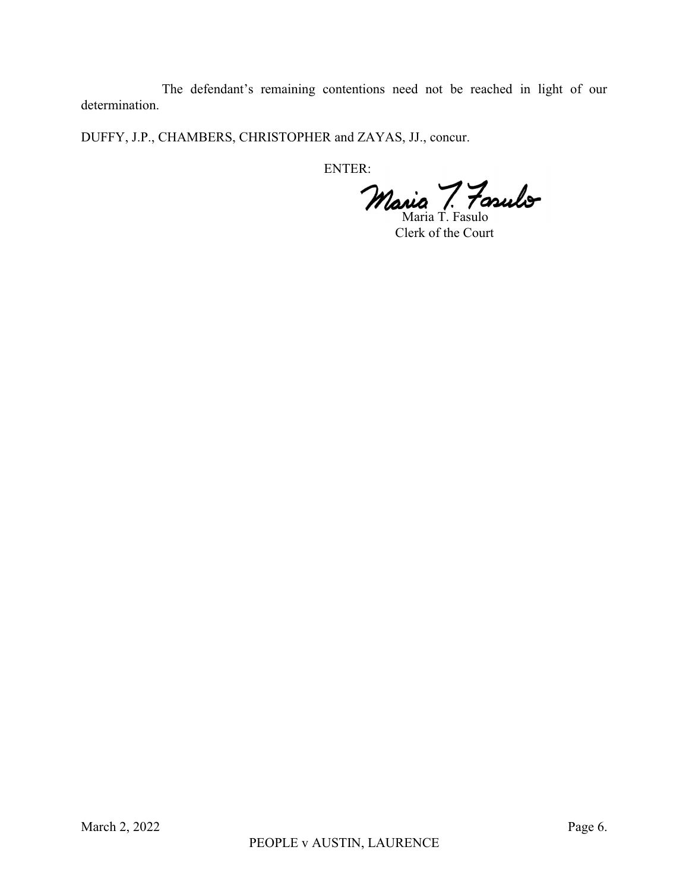The defendant's remaining contentions need not be reached in light of our determination.

DUFFY, J.P., CHAMBERS, CHRISTOPHER and ZAYAS, JJ., concur.

ENTER:

Maria T. Fasulo
Clerk of the Court